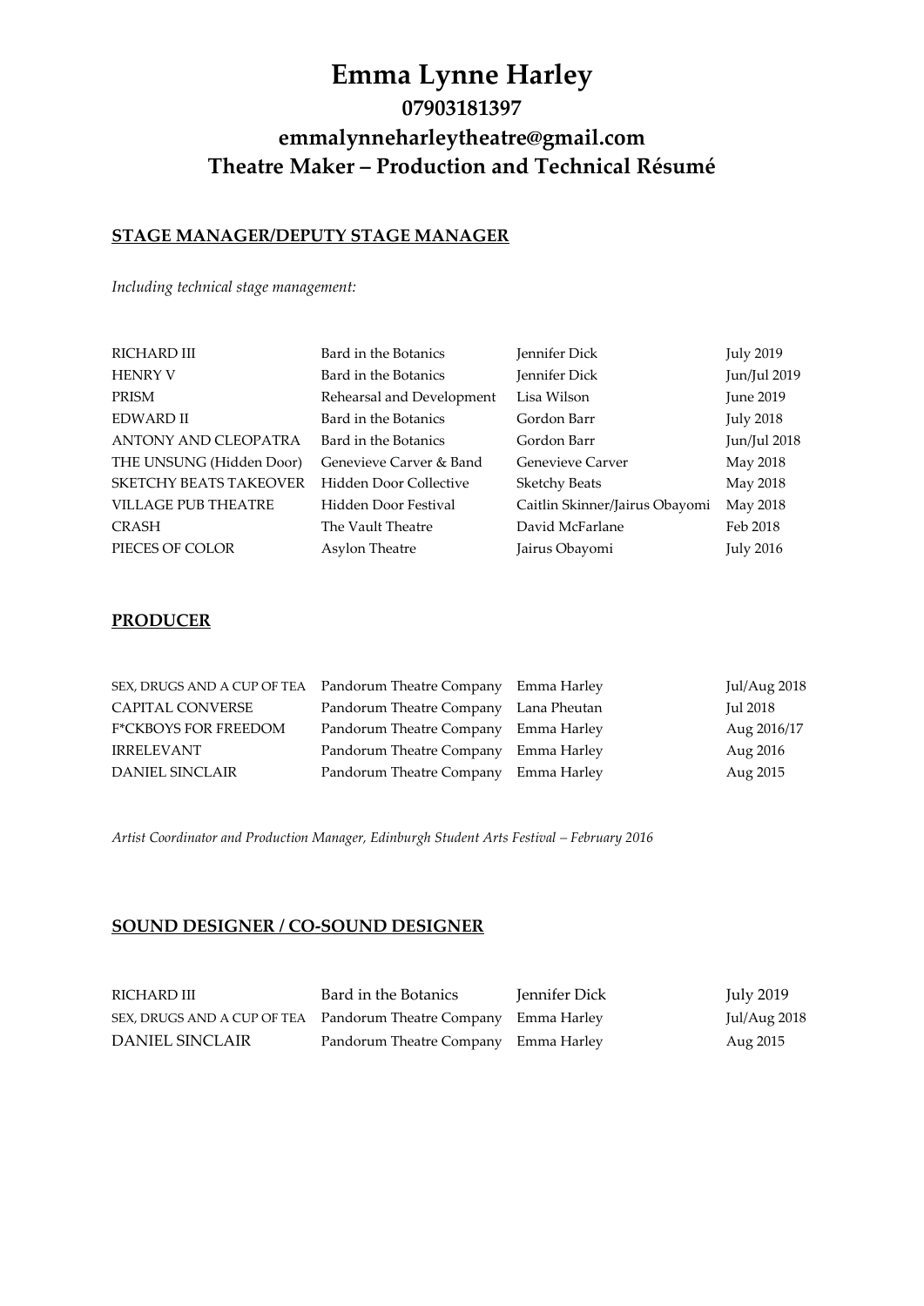# Emma Lynne Harley

## 07903181397

## emmalynneharleytheatre@gmail.com

## Theatre Maker – Production and Technical Résumé

### STAGE MANAGER/DEPUTY STAGE MANAGER

*Including technical stage management:*

| | | | |
|---|---|---|---|
| RICHARD III | Bard in the Botanics | Jennifer Dick | July 2019 |
| HENRY V | Bard in the Botanics | Jennifer Dick | Jun/Jul 2019 |
| PRISM | Rehearsal and Development | Lisa Wilson | June 2019 |
| EDWARD II | Bard in the Botanics | Gordon Barr | July 2018 |
| ANTONY AND CLEOPATRA | Bard in the Botanics | Gordon Barr | Jun/Jul 2018 |
| THE UNSUNG (Hidden Door) | Genevieve Carver & Band | Genevieve Carver | May 2018 |
| SKETCHY BEATS TAKEOVER | Hidden Door Collective | Sketchy Beats | May 2018 |
| VILLAGE PUB THEATRE | Hidden Door Festival | Caitlin Skinner/Jairus Obayomi | May 2018 |
| CRASH | The Vault Theatre | David McFarlane | Feb 2018 |
| PIECES OF COLOR | Asylon Theatre | Jairus Obayomi | July 2016 |

### PRODUCER

| | | | |
|---|---|---|---|
| SEX, DRUGS AND A CUP OF TEA | Pandorum Theatre Company | Emma Harley | Jul/Aug 2018 |
| CAPITAL CONVERSE | Pandorum Theatre Company | Lana Pheutan | Jul 2018 |
| F*CKBOYS FOR FREEDOM | Pandorum Theatre Company | Emma Harley | Aug 2016/17 |
| IRRELEVANT | Pandorum Theatre Company | Emma Harley | Aug 2016 |
| DANIEL SINCLAIR | Pandorum Theatre Company | Emma Harley | Aug 2015 |

*Artist Coordinator and Production Manager, Edinburgh Student Arts Festival – February 2016*

### SOUND DESIGNER / CO-SOUND DESIGNER

| | | | |
|---|---|---|---|
| RICHARD III | Bard in the Botanics | Jennifer Dick | July 2019 |
| SEX, DRUGS AND A CUP OF TEA | Pandorum Theatre Company | Emma Harley | Jul/Aug 2018 |
| DANIEL SINCLAIR | Pandorum Theatre Company | Emma Harley | Aug 2015 |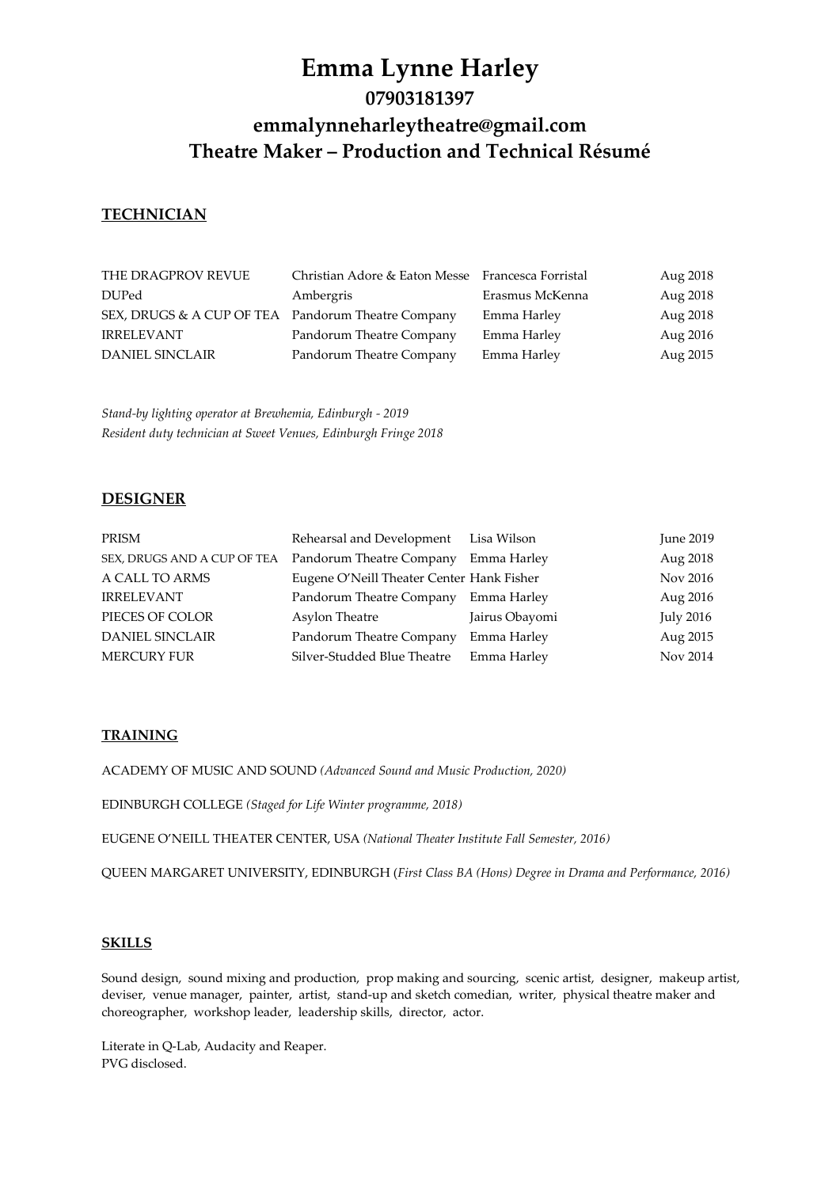# Emma Lynne Harley

## 07903181397

## emmalynneharleytheatre@gmail.com

## Theatre Maker – Production and Technical Résumé

### TECHNICIAN

| | | | |
|---|---|---|---|
| THE DRAGPROV REVUE | Christian Adore & Eaton Messe | Francesca Forristal | Aug 2018 |
| DUPed | Ambergris | Erasmus McKenna | Aug 2018 |
| SEX, DRUGS & A CUP OF TEA | Pandorum Theatre Company | Emma Harley | Aug 2018 |
| IRRELEVANT | Pandorum Theatre Company | Emma Harley | Aug 2016 |
| DANIEL SINCLAIR | Pandorum Theatre Company | Emma Harley | Aug 2015 |

*Stand-by lighting operator at Brewhemia, Edinburgh - 2019*
*Resident duty technician at Sweet Venues, Edinburgh Fringe 2018*

### DESIGNER

| | | | |
|---|---|---|---|
| PRISM | Rehearsal and Development | Lisa Wilson | June 2019 |
| SEX, DRUGS AND A CUP OF TEA | Pandorum Theatre Company | Emma Harley | Aug 2018 |
| A CALL TO ARMS | Eugene O'Neill Theater Center | Hank Fisher | Nov 2016 |
| IRRELEVANT | Pandorum Theatre Company | Emma Harley | Aug 2016 |
| PIECES OF COLOR | Asylon Theatre | Jairus Obayomi | July 2016 |
| DANIEL SINCLAIR | Pandorum Theatre Company | Emma Harley | Aug 2015 |
| MERCURY FUR | Silver-Studded Blue Theatre | Emma Harley | Nov 2014 |

### TRAINING

ACADEMY OF MUSIC AND SOUND *(Advanced Sound and Music Production, 2020)*

EDINBURGH COLLEGE *(Staged for Life Winter programme, 2018)*

EUGENE O'NEILL THEATER CENTER, USA *(National Theater Institute Fall Semester, 2016)*

QUEEN MARGARET UNIVERSITY, EDINBURGH (*First Class BA (Hons) Degree in Drama and Performance, 2016)*

### SKILLS

Sound design, sound mixing and production, prop making and sourcing, scenic artist, designer, makeup artist, deviser, venue manager, painter, artist, stand-up and sketch comedian, writer, physical theatre maker and choreographer, workshop leader, leadership skills, director, actor.

Literate in Q-Lab, Audacity and Reaper.
PVG disclosed.